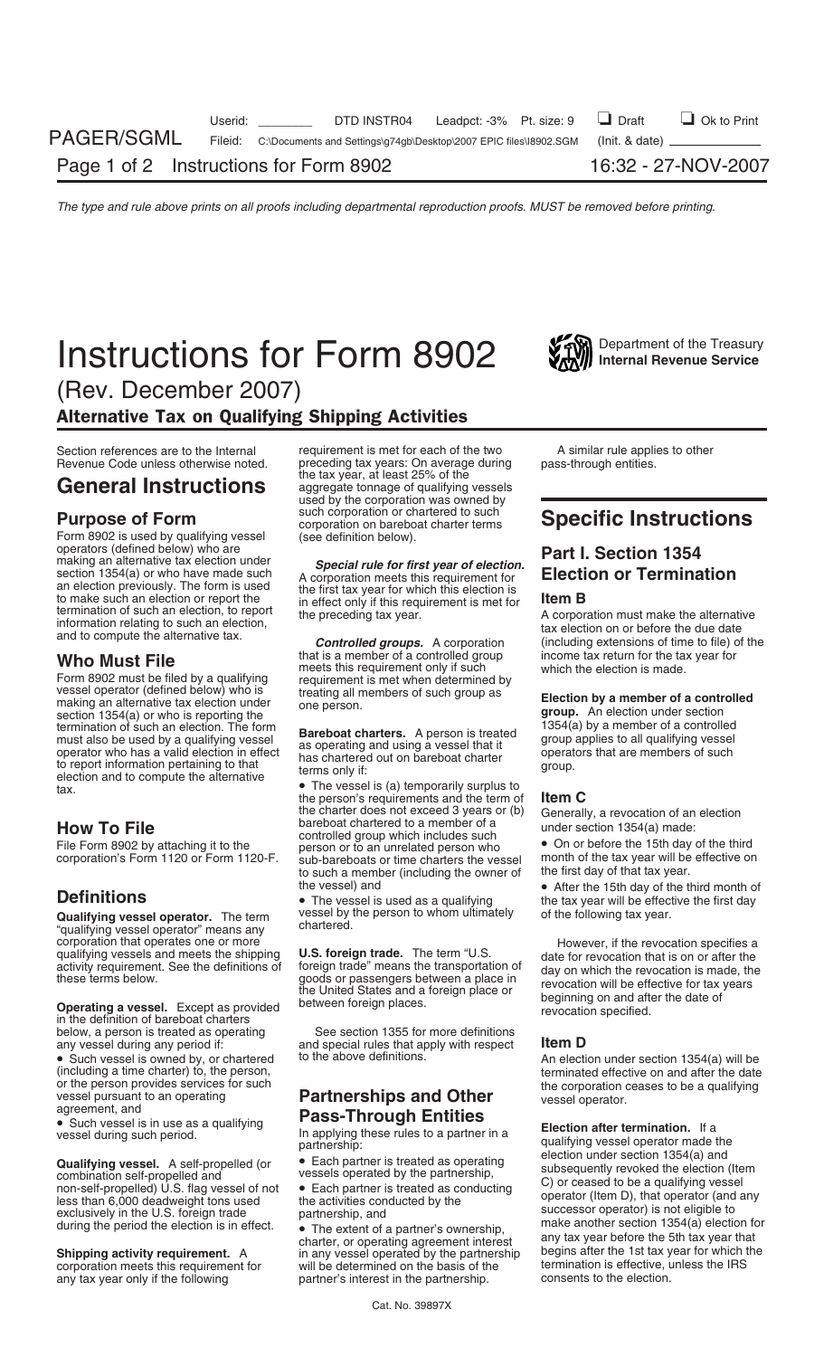# Instructions for Form 8902

(Rev. December 2007)

## Alternative Tax on Qualifying Shipping Activities

Section references are to the Internal Revenue Code unless otherwise noted.

## General Instructions

### Purpose of Form

Form 8902 is used by qualifying vessel operators (defined below) who are making an alternative tax election under section 1354(a) or who have made such an election previously. The form is used to make such an election or report the termination of such an election, to report information relating to such an election, and to compute the alternative tax.

### Who Must File

Form 8902 must be filed by a qualifying vessel operator (defined below) who is making an alternative tax election under section 1354(a) or who is reporting the termination of such an election. The form must also be used by a qualifying vessel operator who has a valid election in effect to report information pertaining to that election and to compute the alternative tax.

### How To File

File Form 8902 by attaching it to the corporation's Form 1120 or Form 1120-F.

### Definitions

**Qualifying vessel operator.** The term "qualifying vessel operator" means any corporation that operates one or more qualifying vessels and meets the shipping activity requirement. See the definitions of these terms below.

**Operating a vessel.** Except as provided in the definition of bareboat charters below, a person is treated as operating any vessel during any period if:

- Such vessel is owned by, or chartered (including a time charter) to, the person, or the person provides services for such vessel pursuant to an operating agreement, and
- Such vessel is in use as a qualifying vessel during such period.

**Qualifying vessel.** A self-propelled (or combination self-propelled and non-self-propelled) U.S. flag vessel of not less than 6,000 deadweight tons used exclusively in the U.S. foreign trade during the period the election is in effect.

**Shipping activity requirement.** A corporation meets this requirement for any tax year only if the following requirement is met for each of the two preceding tax years: On average during the tax year, at least 25% of the aggregate tonnage of qualifying vessels used by the corporation was owned by such corporation or chartered to such corporation on bareboat charter terms (see definition below).

***Special rule for first year of election.*** A corporation meets this requirement for the first tax year for which this election is in effect only if this requirement is met for the preceding tax year.

***Controlled groups.*** A corporation that is a member of a controlled group meets this requirement only if such requirement is met when determined by treating all members of such group as one person.

**Bareboat charters.** A person is treated as operating and using a vessel that it has chartered out on bareboat charter terms only if:

- The vessel is (a) temporarily surplus to the person's requirements and the term of the charter does not exceed 3 years or (b) bareboat chartered to a member of a controlled group which includes such person or to an unrelated person who sub-bareboats or time charters the vessel to such a member (including the owner of the vessel) and
- The vessel is used as a qualifying vessel by the person to whom ultimately chartered.

**U.S. foreign trade.** The term "U.S. foreign trade" means the transportation of goods or passengers between a place in the United States and a foreign place or between foreign places.

See section 1355 for more definitions and special rules that apply with respect to the above definitions.

### Partnerships and Other Pass-Through Entities

In applying these rules to a partner in a partnership:

- Each partner is treated as operating vessels operated by the partnership,
- Each partner is treated as conducting the activities conducted by the partnership, and
- The extent of a partner's ownership, charter, or operating agreement interest in any vessel operated by the partnership will be determined on the basis of the partner's interest in the partnership.

A similar rule applies to other pass-through entities.

## Specific Instructions

### Part I. Section 1354 Election or Termination

#### Item B

A corporation must make the alternative tax election on or before the due date (including extensions of time to file) of the income tax return for the tax year for which the election is made.

**Election by a member of a controlled group.** An election under section 1354(a) by a member of a controlled group applies to all qualifying vessel operators that are members of such group.

#### Item C

Generally, a revocation of an election under section 1354(a) made:

- On or before the 15th day of the third month of the tax year will be effective on the first day of that tax year.
- After the 15th day of the third month of the tax year will be effective the first day of the following tax year.

However, if the revocation specifies a date for revocation that is on or after the day on which the revocation is made, the revocation will be effective for tax years beginning on and after the date of revocation specified.

#### Item D

An election under section 1354(a) will be terminated effective on and after the date the corporation ceases to be a qualifying vessel operator.

**Election after termination.** If a qualifying vessel operator made the election under section 1354(a) and subsequently revoked the election (Item C) or ceased to be a qualifying vessel operator (Item D), that operator (and any successor operator) is not eligible to make another section 1354(a) election for any tax year before the 5th tax year that begins after the 1st tax year for which the termination is effective, unless the IRS consents to the election.

Cat. No. 39897X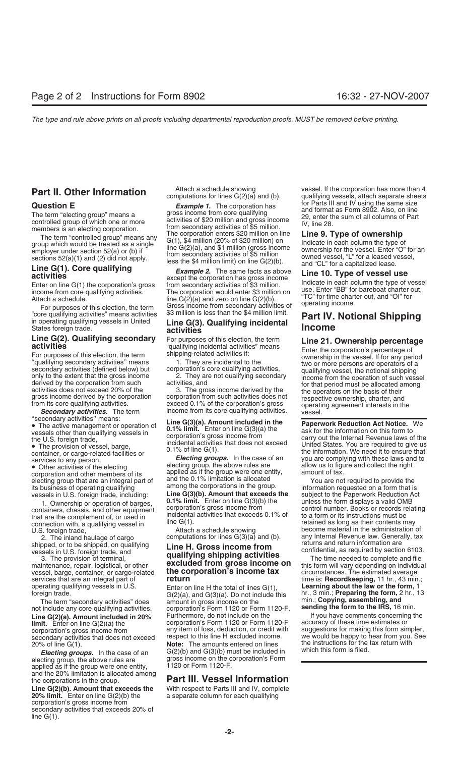## Part II. Other Information

### Question E

The term "electing group" means a controlled group of which one or more members is an electing corporation.

The term "controlled group" means any group which would be treated as a single employer under section 52(a) or (b) if sections 52(a)(1) and (2) did not apply.

### Line G(1). Core qualifying activities

Enter on line G(1) the corporation's gross income from core qualifying activities. Attach a schedule.

For purposes of this election, the term "core qualifying activities" means activities in operating qualifying vessels in United States foreign trade.

### Line G(2). Qualifying secondary activities

For purposes of this election, the term "qualifying secondary activities" means secondary activities (defined below) but only to the extent that the gross income derived by the corporation from such activities does not exceed 20% of the gross income derived by the corporation from its core qualifying activities.

***Secondary activities.*** The term "secondary activities" means:

- The active management or operation of vessels other than qualifying vessels in the U.S. foreign trade,
- The provision of vessel, barge, container, or cargo-related facilities or services to any person,
- Other activities of the electing corporation and other members of its electing group that are an integral part of its business of operating qualifying vessels in U.S. foreign trade, including:

1. Ownership or operation of barges, containers, chassis, and other equipment that are the complement of, or used in connection with, a qualifying vessel in U.S. foreign trade,
2. The inland haulage of cargo shipped, or to be shipped, on qualifying vessels in U.S. foreign trade, and
3. The provision of terminal, maintenance, repair, logistical, or other vessel, barge, container, or cargo-related services that are an integral part of operating qualifying vessels in U.S. foreign trade.

The term "secondary activities" does not include any core qualifying activities.

**Line G(2)(a). Amount included in 20% limit.** Enter on line G(2)(a) the corporation's gross income from secondary activities that does not exceed 20% of line G(1).

***Electing groups.*** In the case of an electing group, the above rules are applied as if the group were one entity, and the 20% limitation is allocated among the corporations in the group.

**Line G(2)(b). Amount that exceeds the 20% limit.** Enter on line G(2)(b) the corporation's gross income from secondary activities that exceeds 20% of line G(1).

Attach a schedule showing computations for lines G(2)(a) and (b).

***Example 1.*** The corporation has gross income from core qualifying activities of $20 million and gross income from secondary activities of $5 million. The corporation enters $20 million on line G(1), $4 million (20% of $20 million) on line G(2)(a), and $1 million (gross income from secondary activities of $5 million less the $4 million limit) on line G(2)(b).

***Example 2.*** The same facts as above except the corporation has gross income from secondary activities of $3 million. The corporation would enter $3 million on line G(2)(a) and zero on line G(2)(b). Gross income from secondary activities of $3 million is less than the $4 million limit.

### Line G(3). Qualifying incidental activities

For purposes of this election, the term "qualifying incidental activities" means shipping-related activities if:

1. They are incidental to the corporation's core qualifying activities,
2. They are not qualifying secondary activities, and
3. The gross income derived by the corporation from such activities does not exceed 0.1% of the corporation's gross income from its core qualifying activities.

**Line G(3)(a). Amount included in the 0.1% limit.** Enter on line G(3)(a) the corporation's gross income from incidental activities that does not exceed 0.1% of line G(1).

***Electing groups.*** In the case of an electing group, the above rules are applied as if the group were one entity, and the 0.1% limitation is allocated among the corporations in the group.

**Line G(3)(b). Amount that exceeds the 0.1% limit.** Enter on line G(3)(b) the corporation's gross income from incidental activities that exceeds 0.1% of line G(1).

Attach a schedule showing computations for lines G(3)(a) and (b).

### Line H. Gross income from qualifying shipping activities excluded from gross income on the corporation's income tax return

Enter on line H the total of lines G(1), G(2)(a), and G(3)(a). Do not include this amount in gross income on the corporation's Form 1120 or Form 1120-F. Furthermore, do not include on the corporation's Form 1120 or Form 1120-F any item of loss, deduction, or credit with respect to this line H excluded income.

**Note:** The amounts entered on lines G(2)(b) and G(3)(b) must be included in gross income on the corporation's Form 1120 or Form 1120-F.

## Part III. Vessel Information

With respect to Parts III and IV, complete a separate column for each qualifying vessel. If the corporation has more than 4 qualifying vessels, attach separate sheets for Parts III and IV using the same size and format as Form 8902. Also, on line 29, enter the sum of all columns of Part IV, line 28.

### Line 9. Type of ownership

Indicate in each column the type of ownership for the vessel. Enter "O" for an owned vessel, "L" for a leased vessel, and "CL" for a capitalized lease.

### Line 10. Type of vessel use

Indicate in each column the type of vessel use. Enter "BB" for bareboat charter out, "TC" for time charter out, and "OI" for operating income.

## Part IV. Notional Shipping Income

### Line 21. Ownership percentage

Enter the corporation's percentage of ownership in the vessel. If for any period two or more persons are operators of a qualifying vessel, the notional shipping income from the operation of such vessel for that period must be allocated among the operators on the basis of their respective ownership, charter, and operating agreement interests in the vessel.

**Paperwork Reduction Act Notice.** We ask for the information on this form to carry out the Internal Revenue laws of the United States. You are required to give us the information. We need it to ensure that you are complying with these laws and to allow us to figure and collect the right amount of tax.

You are not required to provide the information requested on a form that is subject to the Paperwork Reduction Act unless the form displays a valid OMB control number. Books or records relating to a form or its instructions must be retained as long as their contents may become material in the administration of any Internal Revenue law. Generally, tax returns and return information are confidential, as required by section 6103.

The time needed to complete and file this form will vary depending on individual circumstances. The estimated average time is: **Recordkeeping,** 11 hr., 43 min.; **Learning about the law or the form,** 1 hr., 3 min.; **Preparing the form,** 2 hr., 13 min.; **Copying, assembling, and sending the form to the IRS,** 16 min.

If you have comments concerning the accuracy of these time estimates or suggestions for making this form simpler, we would be happy to hear from you. See the instructions for the tax return with which this form is filed.